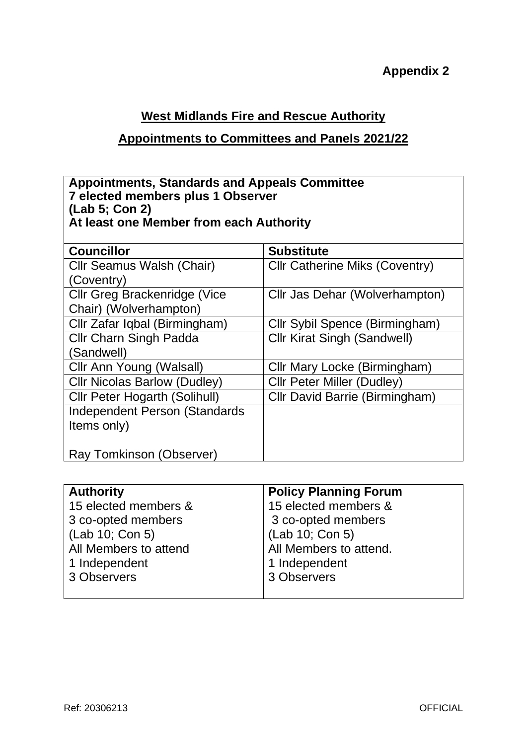**Appendix 2**

## West Midlands Fire and Rescue Authority

## Appointments to Committees and Panels 2021/22

**Appointments, Standards and Appeals Committee**
**7 elected members plus 1 Observer**
**(Lab 5; Con 2)**
**At least one Member from each Authority**

| Councillor | Substitute |
|---|---|
| Cllr Seamus Walsh (Chair) (Coventry) | Cllr Catherine Miks (Coventry) |
| Cllr Greg Brackenridge (Vice Chair) (Wolverhampton) | Cllr Jas Dehar (Wolverhampton) |
| Cllr Zafar Iqbal (Birmingham) | Cllr Sybil Spence (Birmingham) |
| Cllr Charn Singh Padda (Sandwell) | Cllr Kirat Singh (Sandwell) |
| Cllr Ann Young (Walsall) | Cllr Mary Locke (Birmingham) |
| Cllr Nicolas Barlow (Dudley) | Cllr Peter Miller (Dudley) |
| Cllr Peter Hogarth (Solihull) | Cllr David Barrie (Birmingham) |
| Independent Person (Standards Items only)<br><br>Ray Tomkinson (Observer) | |

| **Authority** | **Policy Planning Forum** |
|---|---|
| 15 elected members &<br>3 co-opted members<br>(Lab 10; Con 5)<br>All Members to attend<br>1 Independent<br>3 Observers | 15 elected members &<br>3 co-opted members<br>(Lab 10; Con 5)<br>All Members to attend.<br>1 Independent<br>3 Observers |

Ref: 20306213 OFFICIAL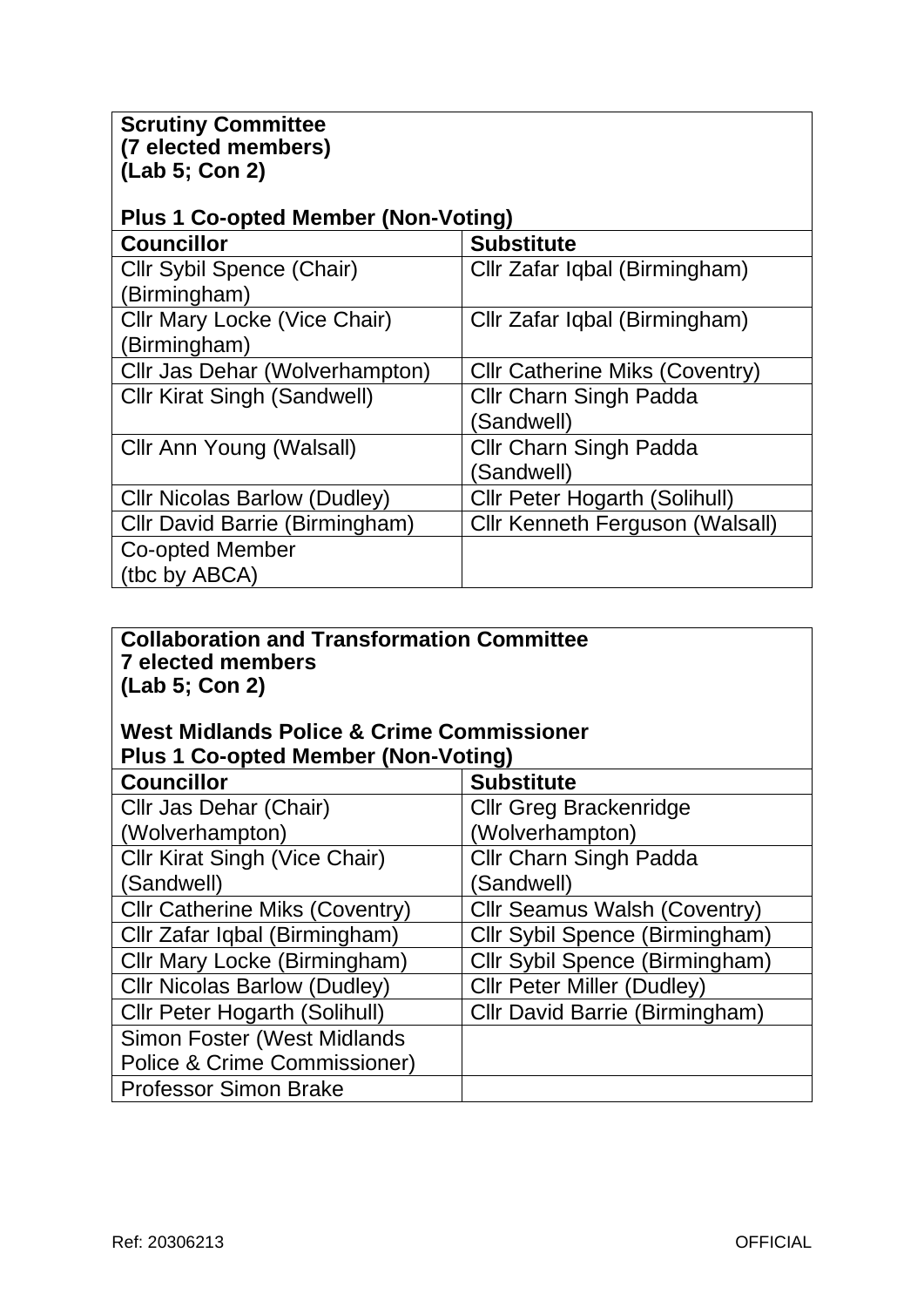**Scrutiny Committee**
**(7 elected members)**
**(Lab 5; Con 2)**

**Plus 1 Co-opted Member (Non-Voting)**

| Councillor | Substitute |
|---|---|
| Cllr Sybil Spence (Chair) (Birmingham) | Cllr Zafar Iqbal (Birmingham) |
| Cllr Mary Locke (Vice Chair) (Birmingham) | Cllr Zafar Iqbal (Birmingham) |
| Cllr Jas Dehar (Wolverhampton) | Cllr Catherine Miks (Coventry) |
| Cllr Kirat Singh (Sandwell) | Cllr Charn Singh Padda (Sandwell) |
| Cllr Ann Young (Walsall) | Cllr Charn Singh Padda (Sandwell) |
| Cllr Nicolas Barlow (Dudley) | Cllr Peter Hogarth (Solihull) |
| Cllr David Barrie (Birmingham) | Cllr Kenneth Ferguson (Walsall) |
| Co-opted Member (tbc by ABCA) | |

**Collaboration and Transformation Committee**
**7 elected members**
**(Lab 5; Con 2)**

**West Midlands Police & Crime Commissioner**
**Plus 1 Co-opted Member (Non-Voting)**

| Councillor | Substitute |
|---|---|
| Cllr Jas Dehar (Chair) (Wolverhampton) | Cllr Greg Brackenridge (Wolverhampton) |
| Cllr Kirat Singh (Vice Chair) (Sandwell) | Cllr Charn Singh Padda (Sandwell) |
| Cllr Catherine Miks (Coventry) | Cllr Seamus Walsh (Coventry) |
| Cllr Zafar Iqbal (Birmingham) | Cllr Sybil Spence (Birmingham) |
| Cllr Mary Locke (Birmingham) | Cllr Sybil Spence (Birmingham) |
| Cllr Nicolas Barlow (Dudley) | Cllr Peter Miller (Dudley) |
| Cllr Peter Hogarth (Solihull) | Cllr David Barrie (Birmingham) |
| Simon Foster (West Midlands Police & Crime Commissioner) | |
| Professor Simon Brake | |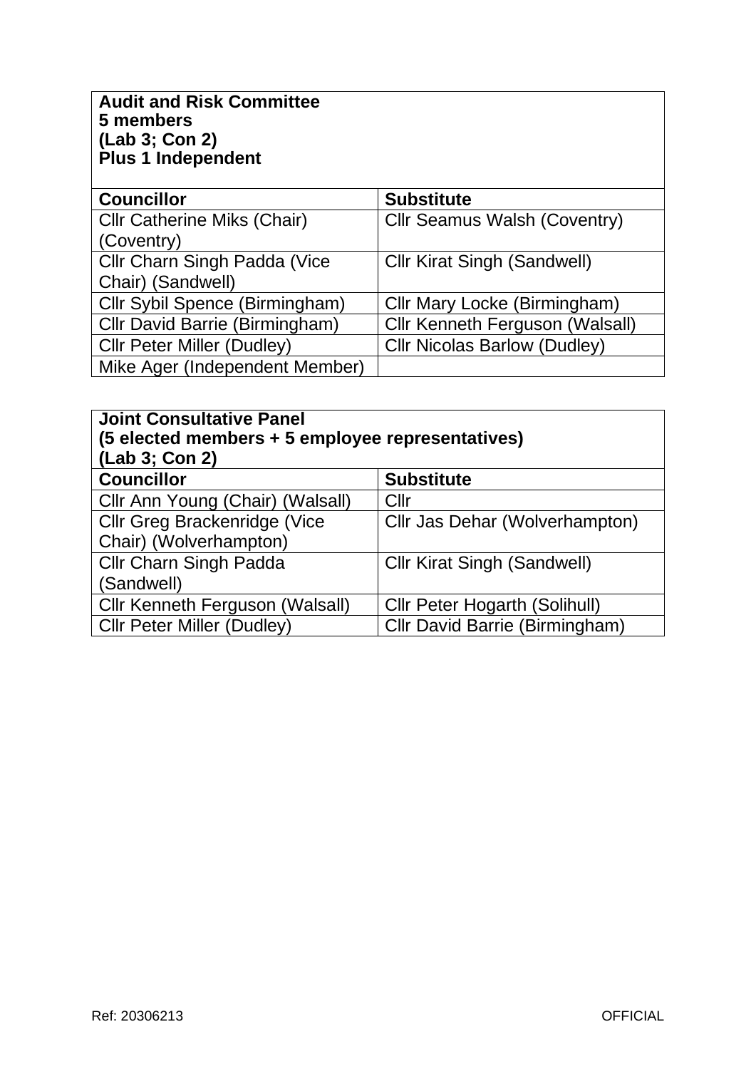| **Audit and Risk Committee 5 members (Lab 3; Con 2) Plus 1 Independent** | |
|---|---|
| **Councillor** | **Substitute** |
| Cllr Catherine Miks (Chair) (Coventry) | Cllr Seamus Walsh (Coventry) |
| Cllr Charn Singh Padda (Vice Chair) (Sandwell) | Cllr Kirat Singh (Sandwell) |
| Cllr Sybil Spence (Birmingham) | Cllr Mary Locke (Birmingham) |
| Cllr David Barrie (Birmingham) | Cllr Kenneth Ferguson (Walsall) |
| Cllr Peter Miller (Dudley) | Cllr Nicolas Barlow (Dudley) |
| Mike Ager (Independent Member) | |

| **Joint Consultative Panel (5 elected members + 5 employee representatives) (Lab 3; Con 2)** | |
|---|---|
| **Councillor** | **Substitute** |
| Cllr Ann Young (Chair) (Walsall) | Cllr |
| Cllr Greg Brackenridge (Vice Chair) (Wolverhampton) | Cllr Jas Dehar (Wolverhampton) |
| Cllr Charn Singh Padda (Sandwell) | Cllr Kirat Singh (Sandwell) |
| Cllr Kenneth Ferguson (Walsall) | Cllr Peter Hogarth (Solihull) |
| Cllr Peter Miller (Dudley) | Cllr David Barrie (Birmingham) |

Ref: 20306213 OFFICIAL